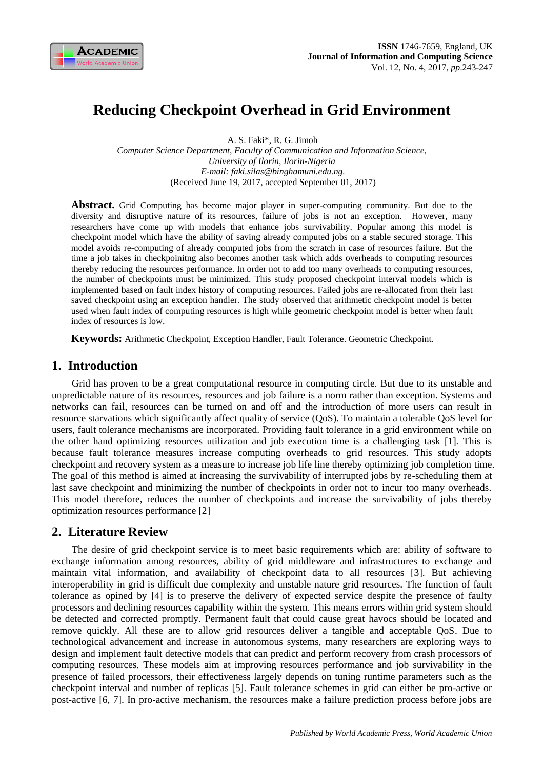# Reducing Checkpoint Overhead in Grid Environment

A. S. Faki*, R. G. Jimoh

*Computer Science Department, Faculty of Communication and Information Science,*
*University of Ilorin, Ilorin-Nigeria*
*E-mail: faki.silas@binghamuni.edu.ng.*
(Received June 19, 2017, accepted September 01, 2017)

**Abstract.** Grid Computing has become major player in super-computing community. But due to the diversity and disruptive nature of its resources, failure of jobs is not an exception. However, many researchers have come up with models that enhance jobs survivability. Popular among this model is checkpoint model which have the ability of saving already computed jobs on a stable secured storage. This model avoids re-computing of already computed jobs from the scratch in case of resources failure. But the time a job takes in checkpoinitng also becomes another task which adds overheads to computing resources thereby reducing the resources performance. In order not to add too many overheads to computing resources, the number of checkpoints must be minimized. This study proposed checkpoint interval models which is implemented based on fault index history of computing resources. Failed jobs are re-allocated from their last saved checkpoint using an exception handler. The study observed that arithmetic checkpoint model is better used when fault index of computing resources is high while geometric checkpoint model is better when fault index of resources is low.

**Keywords:** Arithmetic Checkpoint, Exception Handler, Fault Tolerance. Geometric Checkpoint.

## 1. Introduction

Grid has proven to be a great computational resource in computing circle. But due to its unstable and unpredictable nature of its resources, resources and job failure is a norm rather than exception. Systems and networks can fail, resources can be turned on and off and the introduction of more users can result in resource starvations which significantly affect quality of service (QoS). To maintain a tolerable QoS level for users, fault tolerance mechanisms are incorporated. Providing fault tolerance in a grid environment while on the other hand optimizing resources utilization and job execution time is a challenging task [1]. This is because fault tolerance measures increase computing overheads to grid resources. This study adopts checkpoint and recovery system as a measure to increase job life line thereby optimizing job completion time. The goal of this method is aimed at increasing the survivability of interrupted jobs by re-scheduling them at last save checkpoint and minimizing the number of checkpoints in order not to incur too many overheads. This model therefore, reduces the number of checkpoints and increase the survivability of jobs thereby optimization resources performance [2]

## 2. Literature Review

The desire of grid checkpoint service is to meet basic requirements which are: ability of software to exchange information among resources, ability of grid middleware and infrastructures to exchange and maintain vital information, and availability of checkpoint data to all resources [3]. But achieving interoperability in grid is difficult due complexity and unstable nature grid resources. The function of fault tolerance as opined by [4] is to preserve the delivery of expected service despite the presence of faulty processors and declining resources capability within the system. This means errors within grid system should be detected and corrected promptly. Permanent fault that could cause great havocs should be located and remove quickly. All these are to allow grid resources deliver a tangible and acceptable QoS. Due to technological advancement and increase in autonomous systems, many researchers are exploring ways to design and implement fault detective models that can predict and perform recovery from crash processors of computing resources. These models aim at improving resources performance and job survivability in the presence of failed processors, their effectiveness largely depends on tuning runtime parameters such as the checkpoint interval and number of replicas [5]. Fault tolerance schemes in grid can either be pro-active or post-active [6, 7]. In pro-active mechanism, the resources make a failure prediction process before jobs are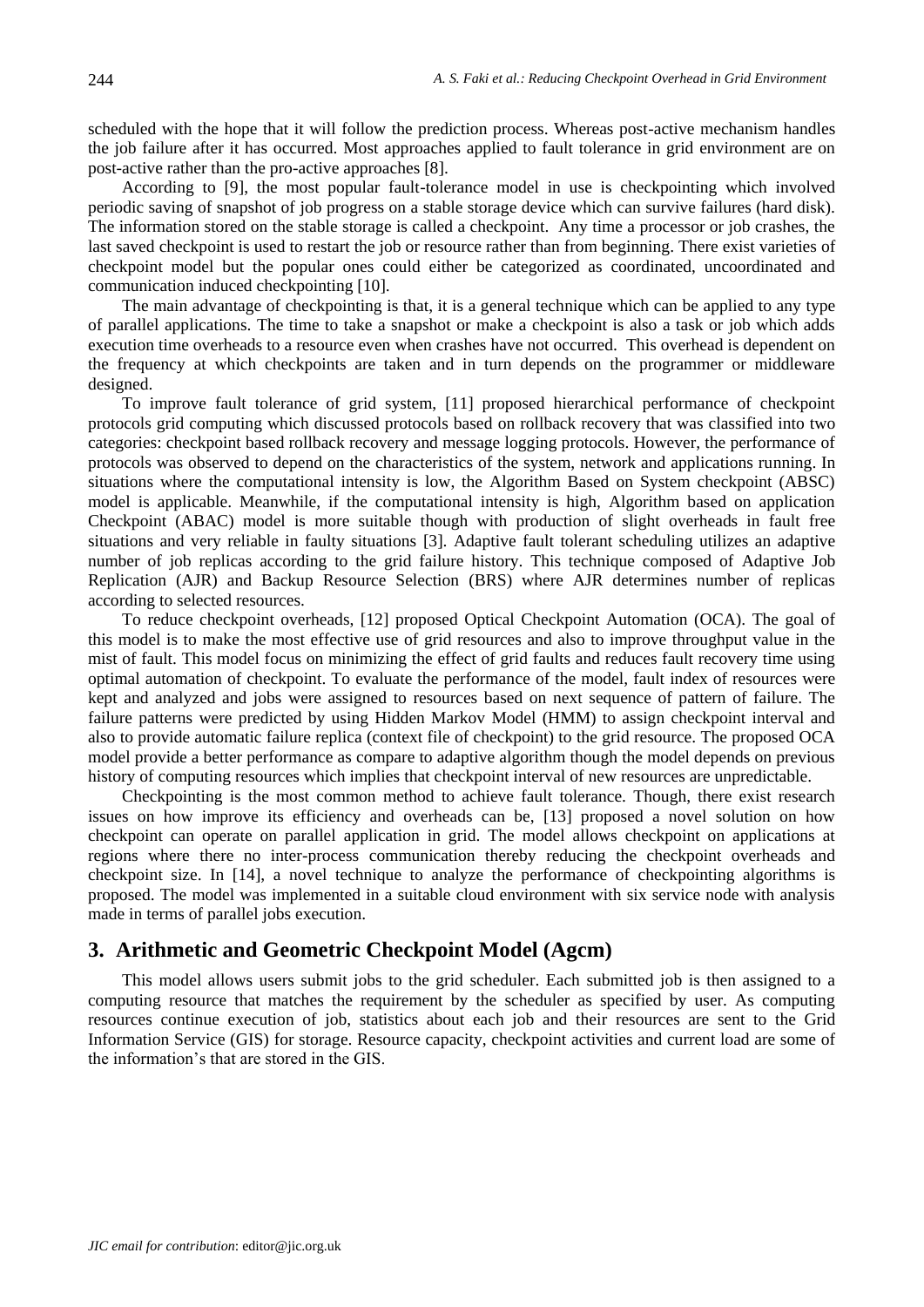scheduled with the hope that it will follow the prediction process. Whereas post-active mechanism handles the job failure after it has occurred. Most approaches applied to fault tolerance in grid environment are on post-active rather than the pro-active approaches [8].

According to [9], the most popular fault-tolerance model in use is checkpointing which involved periodic saving of snapshot of job progress on a stable storage device which can survive failures (hard disk). The information stored on the stable storage is called a checkpoint. Any time a processor or job crashes, the last saved checkpoint is used to restart the job or resource rather than from beginning. There exist varieties of checkpoint model but the popular ones could either be categorized as coordinated, uncoordinated and communication induced checkpointing [10].

The main advantage of checkpointing is that, it is a general technique which can be applied to any type of parallel applications. The time to take a snapshot or make a checkpoint is also a task or job which adds execution time overheads to a resource even when crashes have not occurred. This overhead is dependent on the frequency at which checkpoints are taken and in turn depends on the programmer or middleware designed.

To improve fault tolerance of grid system, [11] proposed hierarchical performance of checkpoint protocols grid computing which discussed protocols based on rollback recovery that was classified into two categories: checkpoint based rollback recovery and message logging protocols. However, the performance of protocols was observed to depend on the characteristics of the system, network and applications running. In situations where the computational intensity is low, the Algorithm Based on System checkpoint (ABSC) model is applicable. Meanwhile, if the computational intensity is high, Algorithm based on application Checkpoint (ABAC) model is more suitable though with production of slight overheads in fault free situations and very reliable in faulty situations [3]. Adaptive fault tolerant scheduling utilizes an adaptive number of job replicas according to the grid failure history. This technique composed of Adaptive Job Replication (AJR) and Backup Resource Selection (BRS) where AJR determines number of replicas according to selected resources.

To reduce checkpoint overheads, [12] proposed Optical Checkpoint Automation (OCA). The goal of this model is to make the most effective use of grid resources and also to improve throughput value in the mist of fault. This model focus on minimizing the effect of grid faults and reduces fault recovery time using optimal automation of checkpoint. To evaluate the performance of the model, fault index of resources were kept and analyzed and jobs were assigned to resources based on next sequence of pattern of failure. The failure patterns were predicted by using Hidden Markov Model (HMM) to assign checkpoint interval and also to provide automatic failure replica (context file of checkpoint) to the grid resource. The proposed OCA model provide a better performance as compare to adaptive algorithm though the model depends on previous history of computing resources which implies that checkpoint interval of new resources are unpredictable.

Checkpointing is the most common method to achieve fault tolerance. Though, there exist research issues on how improve its efficiency and overheads can be, [13] proposed a novel solution on how checkpoint can operate on parallel application in grid. The model allows checkpoint on applications at regions where there no inter-process communication thereby reducing the checkpoint overheads and checkpoint size. In [14], a novel technique to analyze the performance of checkpointing algorithms is proposed. The model was implemented in a suitable cloud environment with six service node with analysis made in terms of parallel jobs execution.

## 3. Arithmetic and Geometric Checkpoint Model (Agcm)

This model allows users submit jobs to the grid scheduler. Each submitted job is then assigned to a computing resource that matches the requirement by the scheduler as specified by user. As computing resources continue execution of job, statistics about each job and their resources are sent to the Grid Information Service (GIS) for storage. Resource capacity, checkpoint activities and current load are some of the information's that are stored in the GIS.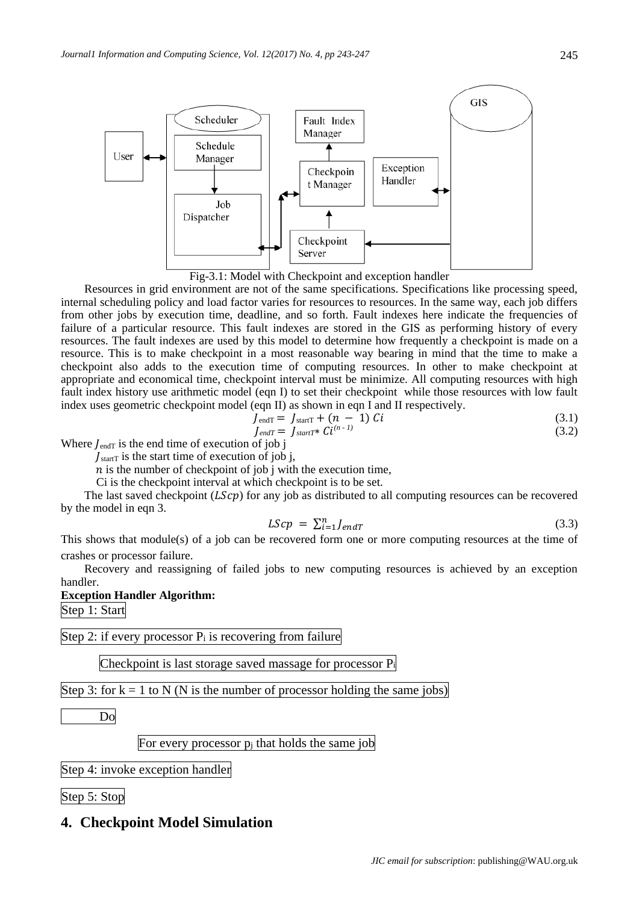Fig-3.1: Model with Checkpoint and exception handler

Resources in grid environment are not of the same specifications. Specifications like processing speed, internal scheduling policy and load factor varies for resources to resources. In the same way, each job differs from other jobs by execution time, deadline, and so forth. Fault indexes here indicate the frequencies of failure of a particular resource. This fault indexes are stored in the GIS as performing history of every resources. The fault indexes are used by this model to determine how frequently a checkpoint is made on a resource. This is to make checkpoint in a most reasonable way bearing in mind that the time to make a checkpoint also adds to the execution time of computing resources. In other to make checkpoint at appropriate and economical time, checkpoint interval must be minimize. All computing resources with high fault index history use arithmetic model (eqn I) to set their checkpoint while those resources with low fault index uses geometric checkpoint model (eqn II) as shown in eqn I and II respectively.

$$J_{\text{endT}} = J_{\text{startT}} + (n - 1)\, Ci \tag{3.1}$$

$$J_{endT} = J_{startT} * Ci^{(n-1)} \tag{3.2}$$

Where $J_{\text{endT}}$ is the end time of execution of job j

$J_{\text{startT}}$ is the start time of execution of job j,

$n$ is the number of checkpoint of job j with the execution time,

Ci is the checkpoint interval at which checkpoint is to be set.

The last saved checkpoint ($LScp$) for any job as distributed to all computing resources can be recovered by the model in eqn 3.

$$LScp = \sum_{i=1}^{n} J_{endT} \tag{3.3}$$

This shows that module(s) of a job can be recovered form one or more computing resources at the time of crashes or processor failure.

Recovery and reassigning of failed jobs to new computing resources is achieved by an exception handler.

**Exception Handler Algorithm:**

Step 1: Start

Step 2: if every processor $P_i$ is recovering from failure

Checkpoint is last storage saved massage for processor $P_i$

Step 3: for k = 1 to N (N is the number of processor holding the same jobs)

Do

For every processor $p_j$ that holds the same job

Step 4: invoke exception handler

Step 5: Stop

## 4. Checkpoint Model Simulation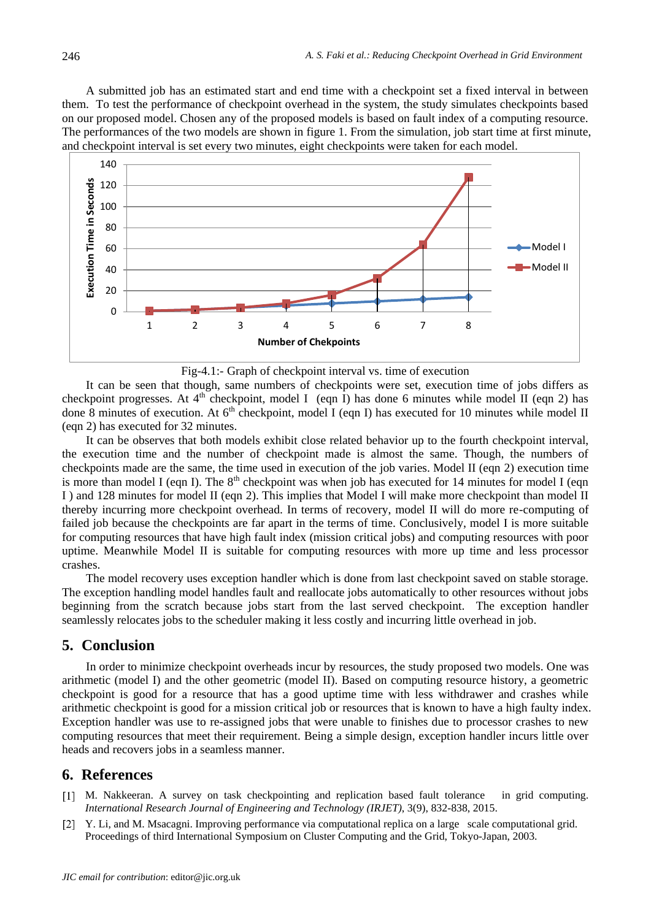A submitted job has an estimated start and end time with a checkpoint set a fixed interval in between them. To test the performance of checkpoint overhead in the system, the study simulates checkpoints based on our proposed model. Chosen any of the proposed models is based on fault index of a computing resource. The performances of the two models are shown in figure 1. From the simulation, job start time at first minute, and checkpoint interval is set every two minutes, eight checkpoints were taken for each model.

Fig-4.1:- Graph of checkpoint interval vs. time of execution

It can be seen that though, same numbers of checkpoints were set, execution time of jobs differs as checkpoint progresses. At 4th checkpoint, model I (eqn I) has done 6 minutes while model II (eqn 2) has done 8 minutes of execution. At 6th checkpoint, model I (eqn I) has executed for 10 minutes while model II (eqn 2) has executed for 32 minutes.

It can be observes that both models exhibit close related behavior up to the fourth checkpoint interval, the execution time and the number of checkpoint made is almost the same. Though, the numbers of checkpoints made are the same, the time used in execution of the job varies. Model II (eqn 2) execution time is more than model I (eqn I). The 8th checkpoint was when job has executed for 14 minutes for model I (eqn I ) and 128 minutes for model II (eqn 2). This implies that Model I will make more checkpoint than model II thereby incurring more checkpoint overhead. In terms of recovery, model II will do more re-computing of failed job because the checkpoints are far apart in the terms of time. Conclusively, model I is more suitable for computing resources that have high fault index (mission critical jobs) and computing resources with poor uptime. Meanwhile Model II is suitable for computing resources with more up time and less processor crashes.

The model recovery uses exception handler which is done from last checkpoint saved on stable storage. The exception handling model handles fault and reallocate jobs automatically to other resources without jobs beginning from the scratch because jobs start from the last served checkpoint. The exception handler seamlessly relocates jobs to the scheduler making it less costly and incurring little overhead in job.

## 5. Conclusion

In order to minimize checkpoint overheads incur by resources, the study proposed two models. One was arithmetic (model I) and the other geometric (model II). Based on computing resource history, a geometric checkpoint is good for a resource that has a good uptime time with less withdrawer and crashes while arithmetic checkpoint is good for a mission critical job or resources that is known to have a high faulty index. Exception handler was use to re-assigned jobs that were unable to finishes due to processor crashes to new computing resources that meet their requirement. Being a simple design, exception handler incurs little over heads and recovers jobs in a seamless manner.

## 6. References

[1] M. Nakkeeran. A survey on task checkpointing and replication based fault tolerance in grid computing. *International Research Journal of Engineering and Technology (IRJET)*, 3(9), 832-838, 2015.

[2] Y. Li, and M. Msacagni. Improving performance via computational replica on a large scale computational grid. Proceedings of third International Symposium on Cluster Computing and the Grid, Tokyo-Japan, 2003.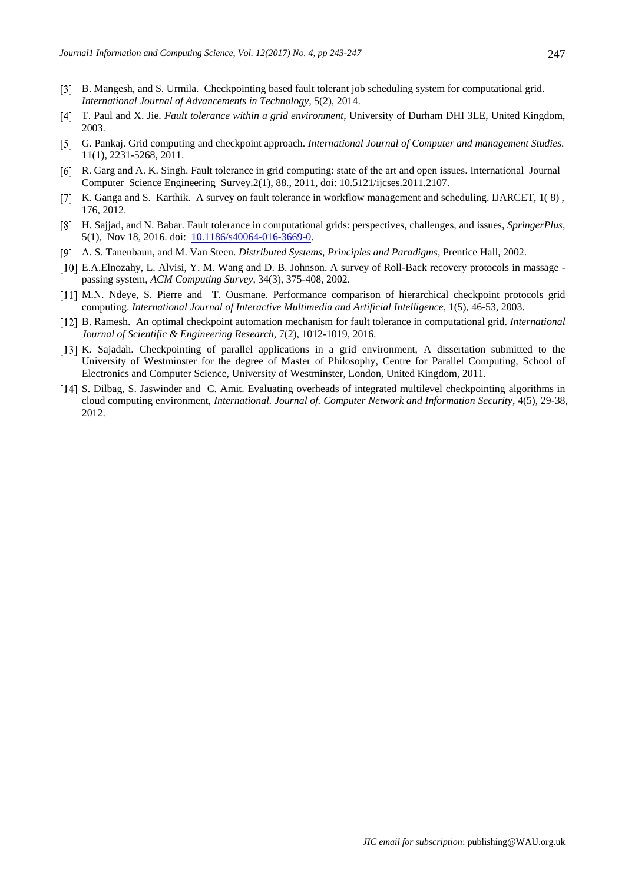[3] B. Mangesh, and S. Urmila. Checkpointing based fault tolerant job scheduling system for computational grid. *International Journal of Advancements in Technology*, 5(2), 2014.

[4] T. Paul and X. Jie. *Fault tolerance within a grid environment*, University of Durham DHI 3LE, United Kingdom, 2003.

[5] G. Pankaj. Grid computing and checkpoint approach. *International Journal of Computer and management Studies*. 11(1), 2231-5268, 2011.

[6] R. Garg and A. K. Singh. Fault tolerance in grid computing: state of the art and open issues. International Journal Computer Science Engineering Survey.2(1), 88., 2011, doi: 10.5121/ijcses.2011.2107.

[7] K. Ganga and S. Karthik. A survey on fault tolerance in workflow management and scheduling. IJARCET, 1( 8) , 176, 2012.

[8] H. Sajjad, and N. Babar. Fault tolerance in computational grids: perspectives, challenges, and issues, *SpringerPlus*, 5(1), Nov 18, 2016. doi: 10.1186/s40064-016-3669-0.

[9] A. S. Tanenbaun, and M. Van Steen. *Distributed Systems, Principles and Paradigms*, Prentice Hall, 2002.

[10] E.A.Elnozahy, L. Alvisi, Y. M. Wang and D. B. Johnson. A survey of Roll-Back recovery protocols in massage - passing system, *ACM Computing Survey*, 34(3), 375-408, 2002.

[11] M.N. Ndeye, S. Pierre and T. Ousmane. Performance comparison of hierarchical checkpoint protocols grid computing. *International Journal of Interactive Multimedia and Artificial Intelligence*, 1(5), 46-53, 2003.

[12] B. Ramesh. An optimal checkpoint automation mechanism for fault tolerance in computational grid. *International Journal of Scientific & Engineering Research*, 7(2), 1012-1019, 2016.

[13] K. Sajadah. Checkpointing of parallel applications in a grid environment, A dissertation submitted to the University of Westminster for the degree of Master of Philosophy, Centre for Parallel Computing, School of Electronics and Computer Science, University of Westminster, London, United Kingdom, 2011.

[14] S. Dilbag, S. Jaswinder and C. Amit. Evaluating overheads of integrated multilevel checkpointing algorithms in cloud computing environment, *International. Journal of. Computer Network and Information Security*, 4(5), 29-38, 2012.